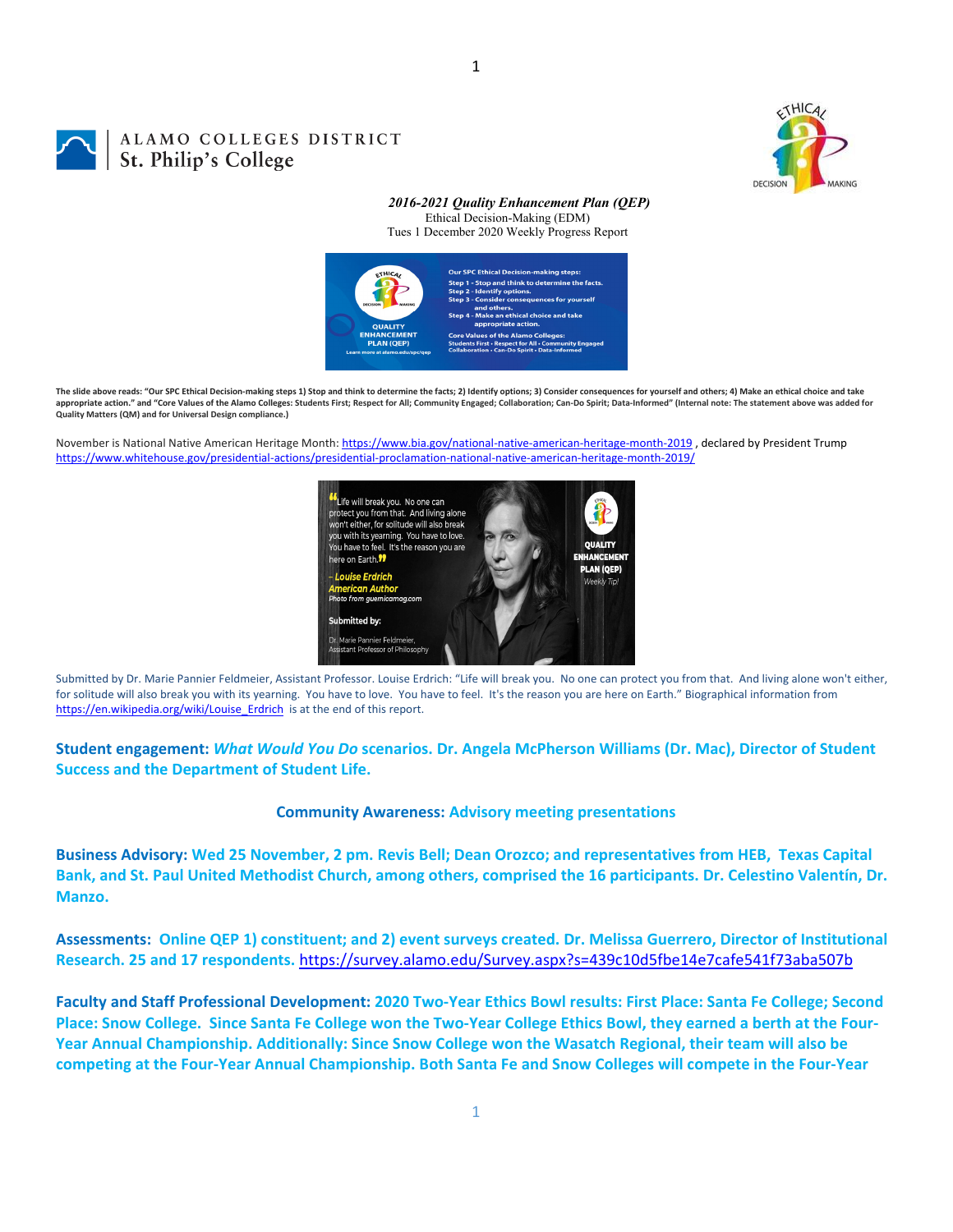ALAMO COLLEGES DISTRICT
St. Philip's College

***2016-2021 Quality Enhancement Plan (QEP)***
Ethical Decision-Making (EDM)
Tues 1 December 2020 Weekly Progress Report

**The slide above reads: "Our SPC Ethical Decision-making steps 1) Stop and think to determine the facts; 2) Identify options; 3) Consider consequences for yourself and others; 4) Make an ethical choice and take appropriate action." and "Core Values of the Alamo Colleges: Students First; Respect for All; Community Engaged; Collaboration; Can-Do Spirit; Data-Informed" (Internal note: The statement above was added for Quality Matters (QM) and for Universal Design compliance.)**

November is National Native American Heritage Month: https://www.bia.gov/national-native-american-heritage-month-2019 , declared by President Trump https://www.whitehouse.gov/presidential-actions/presidential-proclamation-national-native-american-heritage-month-2019/

Submitted by Dr. Marie Pannier Feldmeier, Assistant Professor. Louise Erdrich: "Life will break you. No one can protect you from that. And living alone won't either, for solitude will also break you with its yearning. You have to love. You have to feel. It's the reason you are here on Earth." Biographical information from https://en.wikipedia.org/wiki/Louise_Erdrich is at the end of this report.

**Student engagement: *What Would You Do* scenarios. Dr. Angela McPherson Williams (Dr. Mac), Director of Student Success and the Department of Student Life.**

**Community Awareness: Advisory meeting presentations**

**Business Advisory: Wed 25 November, 2 pm. Revis Bell; Dean Orozco; and representatives from HEB, Texas Capital Bank, and St. Paul United Methodist Church, among others, comprised the 16 participants. Dr. Celestino Valentín, Dr. Manzo.**

**Assessments: Online QEP 1) constituent; and 2) event surveys created. Dr. Melissa Guerrero, Director of Institutional Research. 25 and 17 respondents.** https://survey.alamo.edu/Survey.aspx?s=439c10d5fbe14e7cafe541f73aba507b

**Faculty and Staff Professional Development: 2020 Two-Year Ethics Bowl results: First Place: Santa Fe College; Second Place: Snow College. Since Santa Fe College won the Two-Year College Ethics Bowl, they earned a berth at the Four-Year Annual Championship. Additionally: Since Snow College won the Wasatch Regional, their team will also be competing at the Four-Year Annual Championship. Both Santa Fe and Snow Colleges will compete in the Four-Year**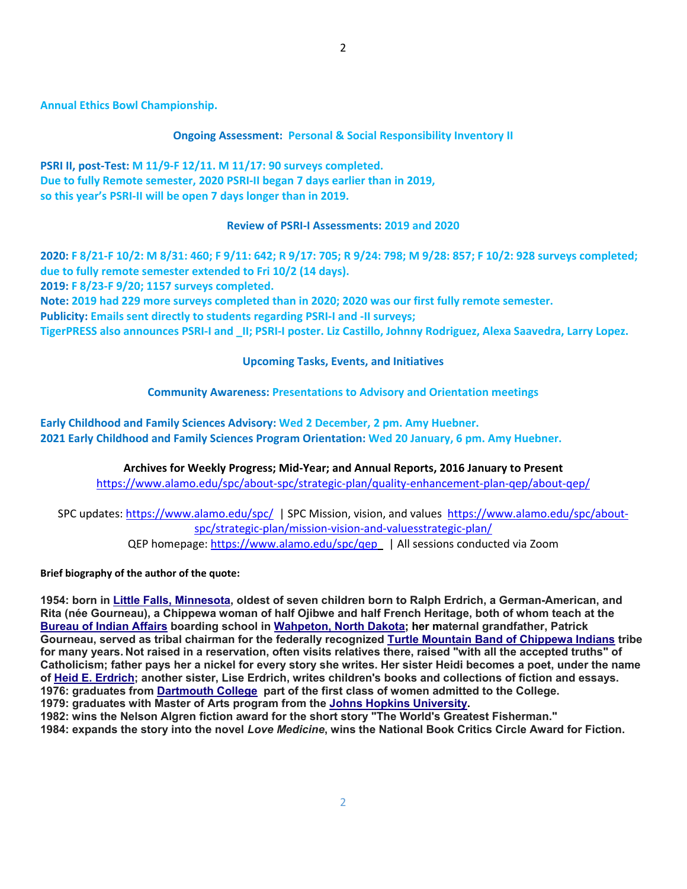**Annual Ethics Bowl Championship.**

**Ongoing Assessment: Personal & Social Responsibility Inventory II**

**PSRI II, post-Test: M 11/9-F 12/11. M 11/17: 90 surveys completed.**
**Due to fully Remote semester, 2020 PSRI-II began 7 days earlier than in 2019,**
**so this year's PSRI-II will be open 7 days longer than in 2019.**

**Review of PSRI-I Assessments: 2019 and 2020**

**2020: F 8/21-F 10/2: M 8/31: 460; F 9/11: 642; R 9/17: 705; R 9/24: 798; M 9/28: 857; F 10/2: 928 surveys completed; due to fully remote semester extended to Fri 10/2 (14 days).**
**2019: F 8/23-F 9/20; 1157 surveys completed.**
**Note: 2019 had 229 more surveys completed than in 2020; 2020 was our first fully remote semester.**
**Publicity: Emails sent directly to students regarding PSRI-I and -II surveys;**
**TigerPRESS also announces PSRI-I and _II; PSRI-I poster. Liz Castillo, Johnny Rodriguez, Alexa Saavedra, Larry Lopez.**

**Upcoming Tasks, Events, and Initiatives**

**Community Awareness: Presentations to Advisory and Orientation meetings**

**Early Childhood and Family Sciences Advisory: Wed 2 December, 2 pm. Amy Huebner.**
**2021 Early Childhood and Family Sciences Program Orientation: Wed 20 January, 6 pm. Amy Huebner.**

**Archives for Weekly Progress; Mid-Year; and Annual Reports, 2016 January to Present**
https://www.alamo.edu/spc/about-spc/strategic-plan/quality-enhancement-plan-qep/about-qep/

SPC updates: https://www.alamo.edu/spc/ | SPC Mission, vision, and values https://www.alamo.edu/spc/about-spc/strategic-plan/mission-vision-and-valuesstrategic-plan/
QEP homepage: https://www.alamo.edu/spc/qep | All sessions conducted via Zoom

**Brief biography of the author of the quote:**

**1954: born in Little Falls, Minnesota, oldest of seven children born to Ralph Erdrich, a German-American, and Rita (née Gourneau), a Chippewa woman of half Ojibwe and half French Heritage, both of whom teach at the Bureau of Indian Affairs boarding school in Wahpeton, North Dakota; her maternal grandfather, Patrick Gourneau, served as tribal chairman for the federally recognized Turtle Mountain Band of Chippewa Indians tribe for many years. Not raised in a reservation, often visits relatives there, raised "with all the accepted truths" of Catholicism; father pays her a nickel for every story she writes. Her sister Heidi becomes a poet, under the name of Heid E. Erdrich; another sister, Lise Erdrich, writes children's books and collections of fiction and essays.**
**1976: graduates from Dartmouth College part of the first class of women admitted to the College.**
**1979: graduates with Master of Arts program from the Johns Hopkins University.**
**1982: wins the Nelson Algren fiction award for the short story "The World's Greatest Fisherman."**
**1984: expands the story into the novel *Love Medicine*, wins the National Book Critics Circle Award for Fiction.**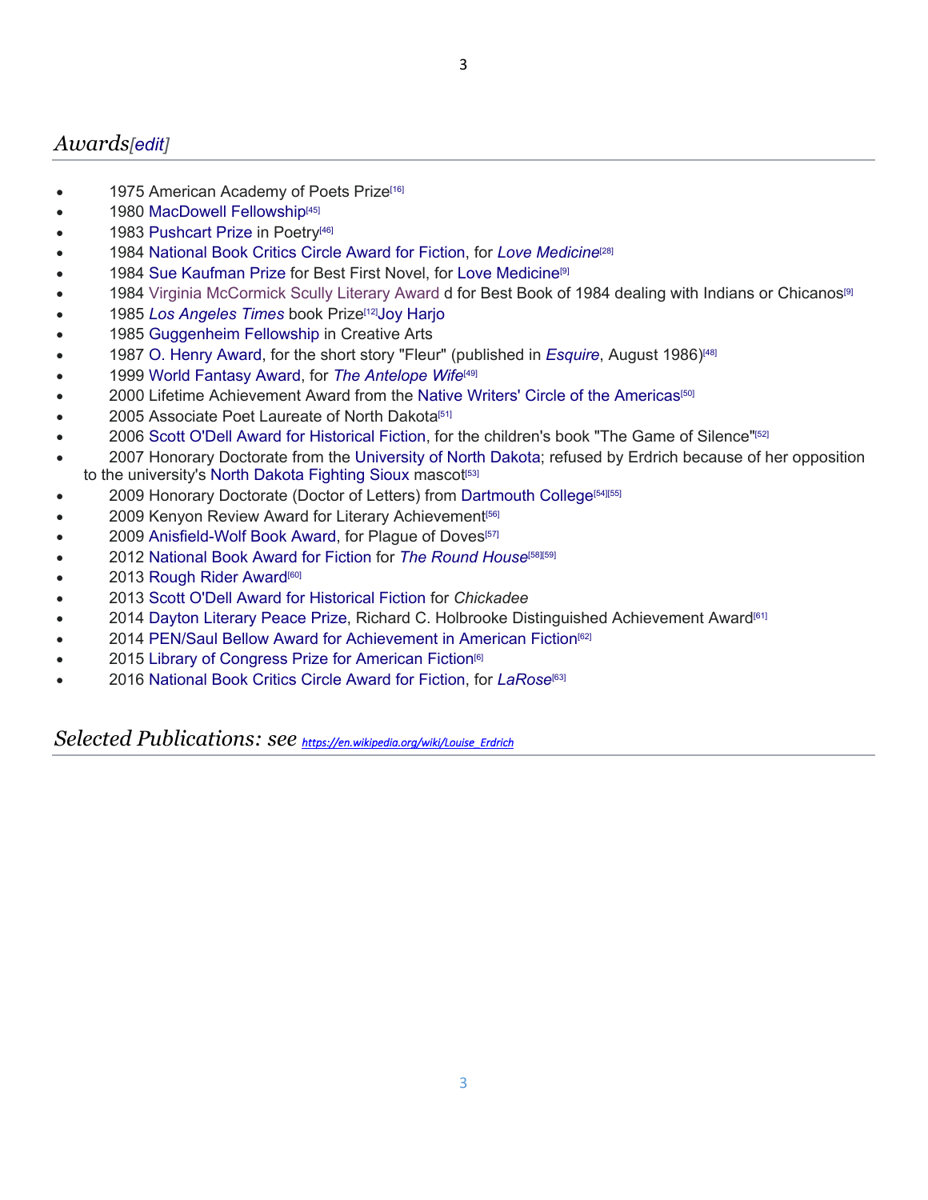## *Awards[edit]*

- 1975 American Academy of Poets Prize[16]
- 1980 MacDowell Fellowship[45]
- 1983 Pushcart Prize in Poetry[46]
- 1984 National Book Critics Circle Award for Fiction, for *Love Medicine*[28]
- 1984 Sue Kaufman Prize for Best First Novel, for Love Medicine[9]
- 1984 Virginia McCormick Scully Literary Award d for Best Book of 1984 dealing with Indians or Chicanos[9]
- 1985 *Los Angeles Times* book Prize[12]Joy Harjo
- 1985 Guggenheim Fellowship in Creative Arts
- 1987 O. Henry Award, for the short story "Fleur" (published in *Esquire*, August 1986)[48]
- 1999 World Fantasy Award, for *The Antelope Wife*[49]
- 2000 Lifetime Achievement Award from the Native Writers' Circle of the Americas[50]
- 2005 Associate Poet Laureate of North Dakota[51]
- 2006 Scott O'Dell Award for Historical Fiction, for the children's book "The Game of Silence"[52]
- 2007 Honorary Doctorate from the University of North Dakota; refused by Erdrich because of her opposition to the university's North Dakota Fighting Sioux mascot[53]
- 2009 Honorary Doctorate (Doctor of Letters) from Dartmouth College[54][55]
- 2009 Kenyon Review Award for Literary Achievement[56]
- 2009 Anisfield-Wolf Book Award, for Plague of Doves[57]
- 2012 National Book Award for Fiction for *The Round House*[58][59]
- 2013 Rough Rider Award[60]
- 2013 Scott O'Dell Award for Historical Fiction for *Chickadee*
- 2014 Dayton Literary Peace Prize, Richard C. Holbrooke Distinguished Achievement Award[61]
- 2014 PEN/Saul Bellow Award for Achievement in American Fiction[62]
- 2015 Library of Congress Prize for American Fiction[6]
- 2016 National Book Critics Circle Award for Fiction, for *LaRose*[63]

## *Selected Publications: see* https://en.wikipedia.org/wiki/Louise_Erdrich